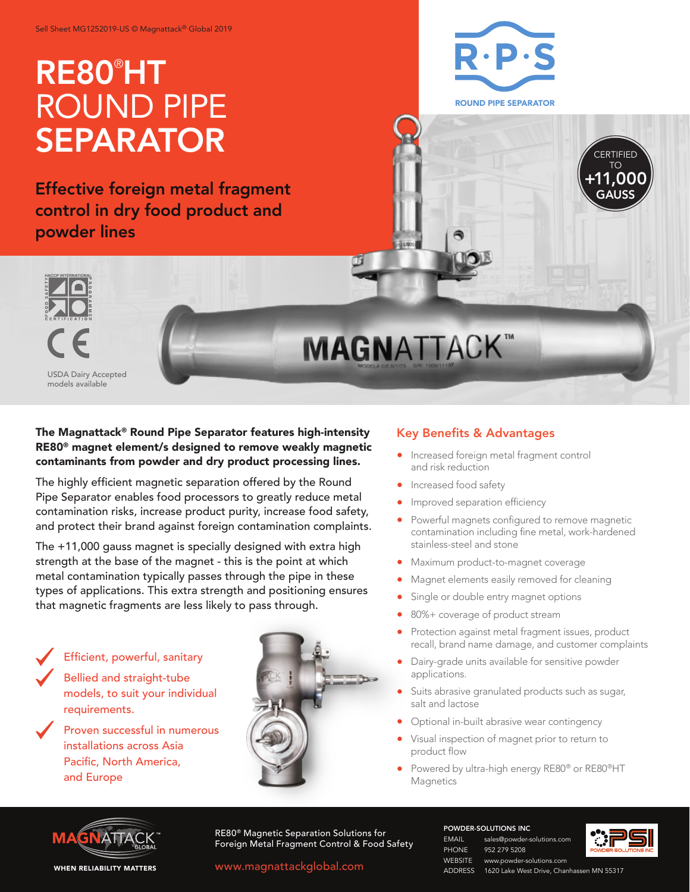Sell Sheet MG1252019-US © Magnattack® Global 2019

# RE80®HT ROUND PIPE SEPARATOR

## Effective foreign metal fragment control in dry food product and powder lines

R·P·S
ROUND PIPE SEPARATOR

CERTIFIED TO +11,000 GAUSS

USDA Dairy Accepted models available

**The Magnattack® Round Pipe Separator features high-intensity RE80® magnet element/s designed to remove weakly magnetic contaminants from powder and dry product processing lines.**

The highly efficient magnetic separation offered by the Round Pipe Separator enables food processors to greatly reduce metal contamination risks, increase product purity, increase food safety, and protect their brand against foreign contamination complaints.

The +11,000 gauss magnet is specially designed with extra high strength at the base of the magnet - this is the point at which metal contamination typically passes through the pipe in these types of applications. This extra strength and positioning ensures that magnetic fragments are less likely to pass through.

- ✓ Efficient, powerful, sanitary
- ✓ Bellied and straight-tube models, to suit your individual requirements.
- ✓ Proven successful in numerous installations across Asia Pacific, North America, and Europe

## Key Benefits & Advantages

- Increased foreign metal fragment control and risk reduction
- Increased food safety
- Improved separation efficiency
- Powerful magnets configured to remove magnetic contamination including fine metal, work-hardened stainless-steel and stone
- Maximum product-to-magnet coverage
- Magnet elements easily removed for cleaning
- Single or double entry magnet options
- 80%+ coverage of product stream
- Protection against metal fragment issues, product recall, brand name damage, and customer complaints
- Dairy-grade units available for sensitive powder applications.
- Suits abrasive granulated products such as sugar, salt and lactose
- Optional in-built abrasive wear contingency
- Visual inspection of magnet prior to return to product flow
- Powered by ultra-high energy RE80® or RE80®HT Magnetics

MAGNATTACK™ GLOBAL
WHEN RELIABILITY MATTERS

RE80® Magnetic Separation Solutions for Foreign Metal Fragment Control & Food Safety

www.magnattackglobal.com

**POWDER-SOLUTIONS INC**
EMAIL sales@powder-solutions.com
PHONE 952 279 5208
WEBSITE www.powder-solutions.com
ADDRESS 1620 Lake West Drive, Chanhassen MN 55317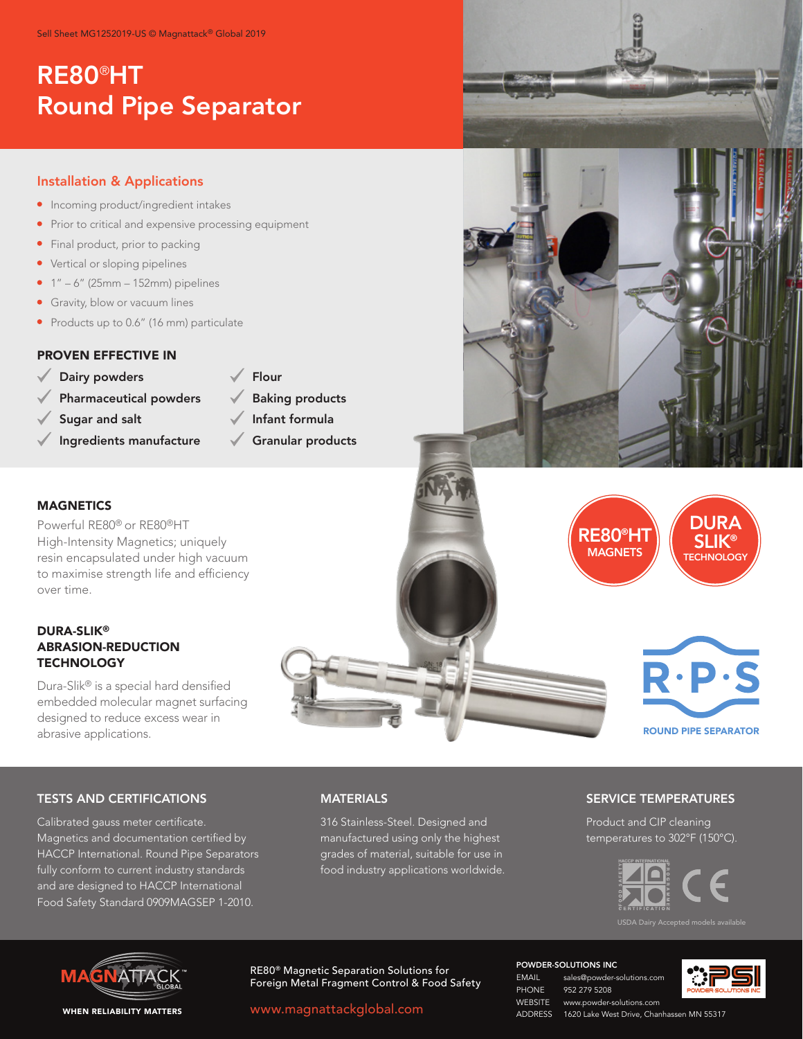Sell Sheet MG1252019-US © Magnattack® Global 2019

# RE80®HT Round Pipe Separator

## Installation & Applications

- Incoming product/ingredient intakes
- Prior to critical and expensive processing equipment
- Final product, prior to packing
- Vertical or sloping pipelines
- 1" – 6" (25mm – 152mm) pipelines
- Gravity, blow or vacuum lines
- Products up to 0.6" (16 mm) particulate

### PROVEN EFFECTIVE IN

- ✓ Dairy powders
- ✓ Pharmaceutical powders
- ✓ Sugar and salt
- ✓ Ingredients manufacture
- ✓ Flour
- ✓ Baking products
- ✓ Infant formula
- ✓ Granular products

### MAGNETICS

Powerful RE80® or RE80®HT High-Intensity Magnetics; uniquely resin encapsulated under high vacuum to maximise strength life and efficiency over time.

### DURA-SLIK® ABRASION-REDUCTION TECHNOLOGY

Dura-Slik® is a special hard densified embedded molecular magnet surfacing designed to reduce excess wear in abrasive applications.

RE80®HT MAGNETS

DURA SLIK® TECHNOLOGY

R·P·S ROUND PIPE SEPARATOR

### TESTS AND CERTIFICATIONS

Calibrated gauss meter certificate. Magnetics and documentation certified by HACCP International. Round Pipe Separators fully conform to current industry standards and are designed to HACCP International Food Safety Standard 0909MAGSEP 1-2010.

### MATERIALS

316 Stainless-Steel. Designed and manufactured using only the highest grades of material, suitable for use in food industry applications worldwide.

### SERVICE TEMPERATURES

Product and CIP cleaning temperatures to 302°F (150°C).

USDA Dairy Accepted models available

MAGNATTACK™ GLOBAL

WHEN RELIABILITY MATTERS

RE80® Magnetic Separation Solutions for Foreign Metal Fragment Control & Food Safety

www.magnattackglobal.com

**POWDER-SOLUTIONS INC**

EMAIL sales@powder-solutions.com
PHONE 952 279 5208
WEBSITE www.powder-solutions.com
ADDRESS 1620 Lake West Drive, Chanhassen MN 55317